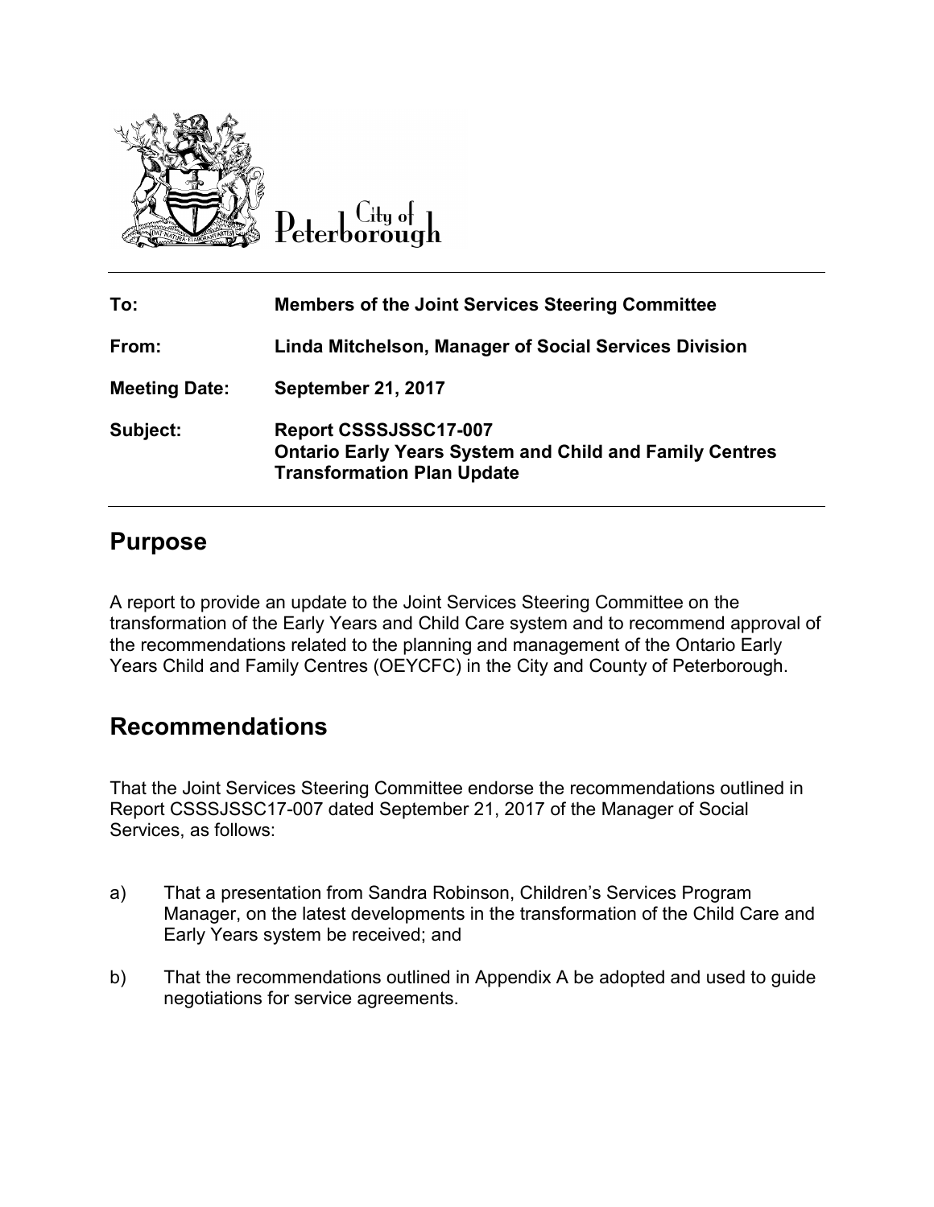City of Peterborough

| | |
|---|---|
| **To:** | **Members of the Joint Services Steering Committee** |
| **From:** | **Linda Mitchelson, Manager of Social Services Division** |
| **Meeting Date:** | **September 21, 2017** |
| **Subject:** | **Report CSSSJSSC17-007**<br>**Ontario Early Years System and Child and Family Centres Transformation Plan Update** |

## Purpose

A report to provide an update to the Joint Services Steering Committee on the transformation of the Early Years and Child Care system and to recommend approval of the recommendations related to the planning and management of the Ontario Early Years Child and Family Centres (OEYCFC) in the City and County of Peterborough.

## Recommendations

That the Joint Services Steering Committee endorse the recommendations outlined in Report CSSSJSSC17-007 dated September 21, 2017 of the Manager of Social Services, as follows:

a) That a presentation from Sandra Robinson, Children's Services Program Manager, on the latest developments in the transformation of the Child Care and Early Years system be received; and

b) That the recommendations outlined in Appendix A be adopted and used to guide negotiations for service agreements.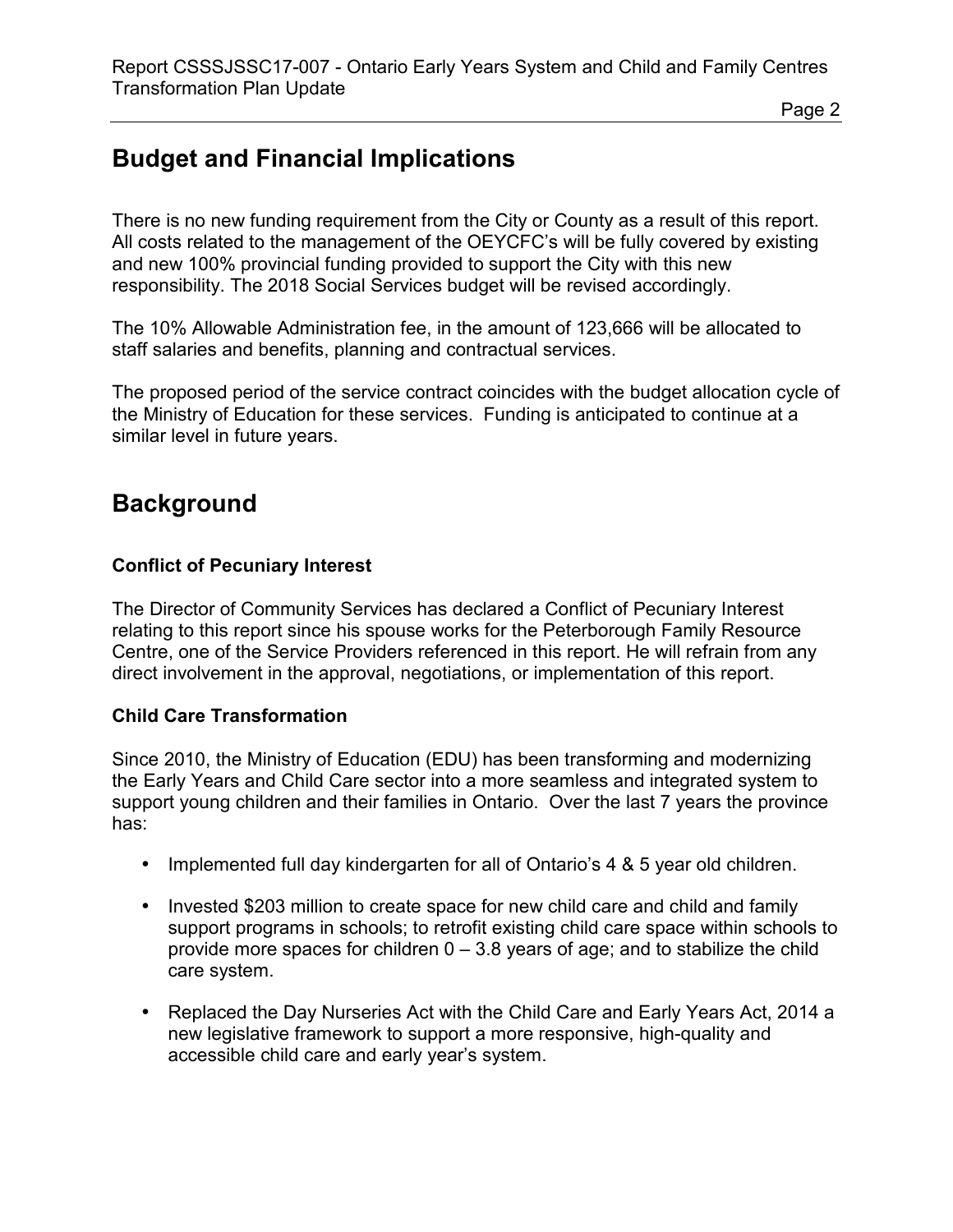## Budget and Financial Implications

There is no new funding requirement from the City or County as a result of this report. All costs related to the management of the OEYCFC's will be fully covered by existing and new 100% provincial funding provided to support the City with this new responsibility. The 2018 Social Services budget will be revised accordingly.

The 10% Allowable Administration fee, in the amount of 123,666 will be allocated to staff salaries and benefits, planning and contractual services.

The proposed period of the service contract coincides with the budget allocation cycle of the Ministry of Education for these services. Funding is anticipated to continue at a similar level in future years.

## Background

### Conflict of Pecuniary Interest

The Director of Community Services has declared a Conflict of Pecuniary Interest relating to this report since his spouse works for the Peterborough Family Resource Centre, one of the Service Providers referenced in this report. He will refrain from any direct involvement in the approval, negotiations, or implementation of this report.

### Child Care Transformation

Since 2010, the Ministry of Education (EDU) has been transforming and modernizing the Early Years and Child Care sector into a more seamless and integrated system to support young children and their families in Ontario. Over the last 7 years the province has:

- Implemented full day kindergarten for all of Ontario's 4 & 5 year old children.
- Invested $203 million to create space for new child care and child and family support programs in schools; to retrofit existing child care space within schools to provide more spaces for children 0 – 3.8 years of age; and to stabilize the child care system.
- Replaced the Day Nurseries Act with the Child Care and Early Years Act, 2014 a new legislative framework to support a more responsive, high-quality and accessible child care and early year's system.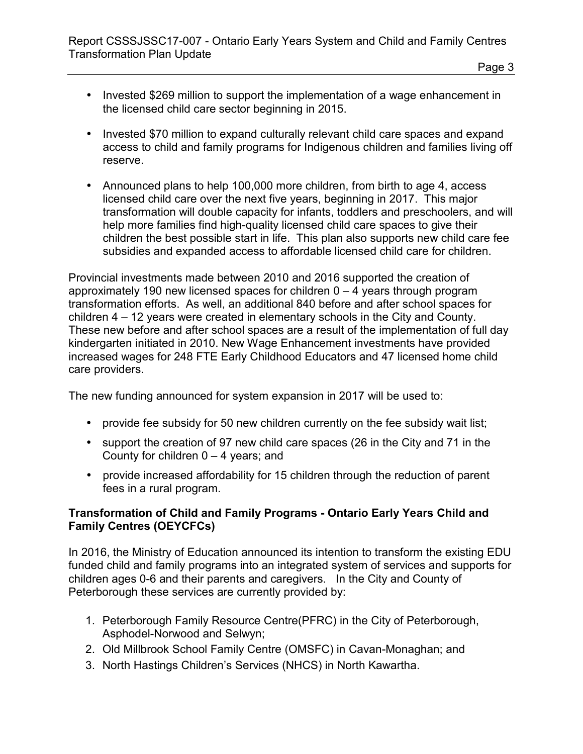- Invested \$269 million to support the implementation of a wage enhancement in the licensed child care sector beginning in 2015.
- Invested \$70 million to expand culturally relevant child care spaces and expand access to child and family programs for Indigenous children and families living off reserve.
- Announced plans to help 100,000 more children, from birth to age 4, access licensed child care over the next five years, beginning in 2017. This major transformation will double capacity for infants, toddlers and preschoolers, and will help more families find high-quality licensed child care spaces to give their children the best possible start in life. This plan also supports new child care fee subsidies and expanded access to affordable licensed child care for children.

Provincial investments made between 2010 and 2016 supported the creation of approximately 190 new licensed spaces for children 0 – 4 years through program transformation efforts. As well, an additional 840 before and after school spaces for children 4 – 12 years were created in elementary schools in the City and County. These new before and after school spaces are a result of the implementation of full day kindergarten initiated in 2010. New Wage Enhancement investments have provided increased wages for 248 FTE Early Childhood Educators and 47 licensed home child care providers.

The new funding announced for system expansion in 2017 will be used to:

- provide fee subsidy for 50 new children currently on the fee subsidy wait list;
- support the creation of 97 new child care spaces (26 in the City and 71 in the County for children 0 – 4 years; and
- provide increased affordability for 15 children through the reduction of parent fees in a rural program.

**Transformation of Child and Family Programs - Ontario Early Years Child and Family Centres (OEYCFCs)**

In 2016, the Ministry of Education announced its intention to transform the existing EDU funded child and family programs into an integrated system of services and supports for children ages 0-6 and their parents and caregivers. In the City and County of Peterborough these services are currently provided by:

1. Peterborough Family Resource Centre(PFRC) in the City of Peterborough, Asphodel-Norwood and Selwyn;
2. Old Millbrook School Family Centre (OMSFC) in Cavan-Monaghan; and
3. North Hastings Children's Services (NHCS) in North Kawartha.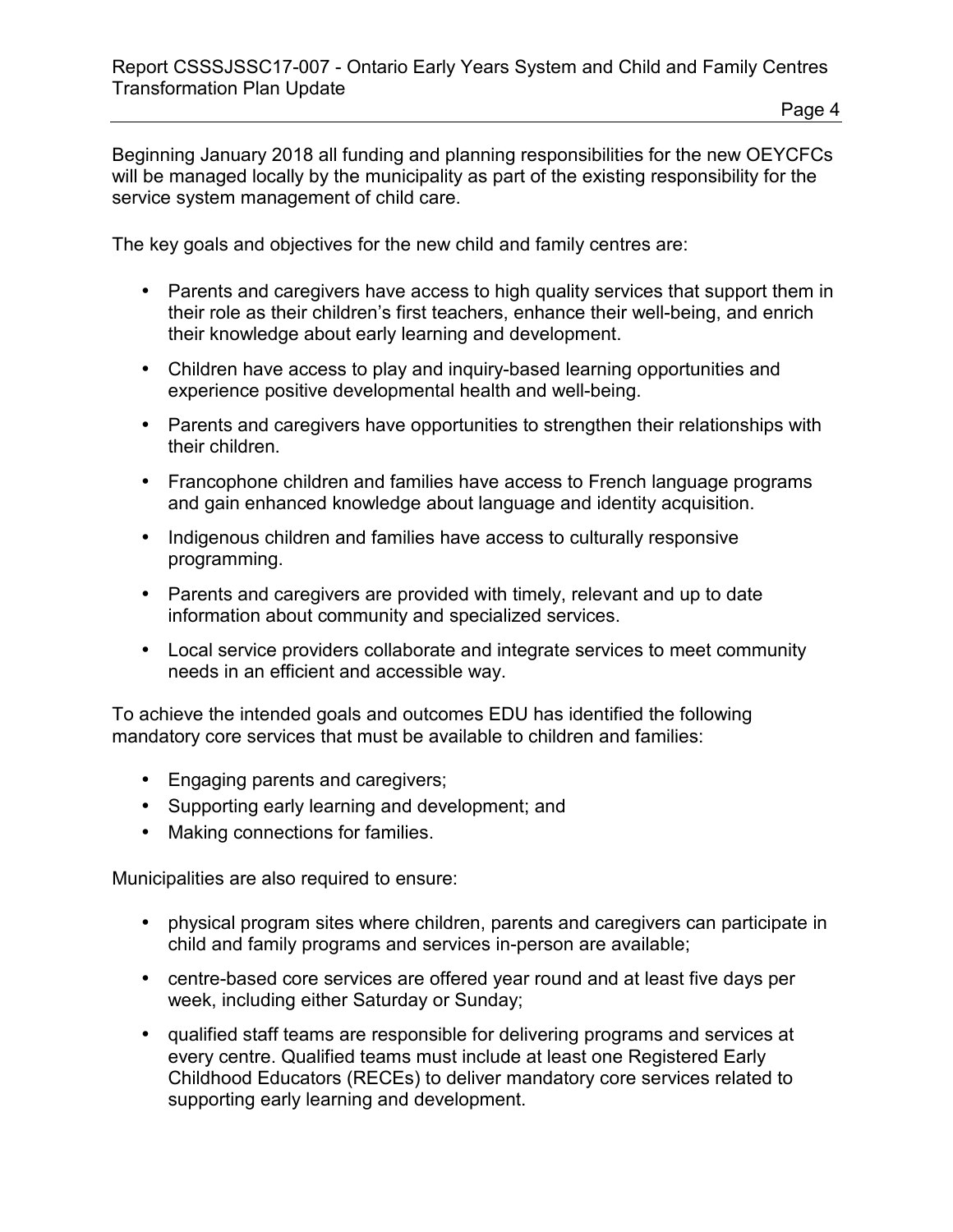Beginning January 2018 all funding and planning responsibilities for the new OEYCFCs will be managed locally by the municipality as part of the existing responsibility for the service system management of child care.

The key goals and objectives for the new child and family centres are:

- Parents and caregivers have access to high quality services that support them in their role as their children's first teachers, enhance their well-being, and enrich their knowledge about early learning and development.
- Children have access to play and inquiry-based learning opportunities and experience positive developmental health and well-being.
- Parents and caregivers have opportunities to strengthen their relationships with their children.
- Francophone children and families have access to French language programs and gain enhanced knowledge about language and identity acquisition.
- Indigenous children and families have access to culturally responsive programming.
- Parents and caregivers are provided with timely, relevant and up to date information about community and specialized services.
- Local service providers collaborate and integrate services to meet community needs in an efficient and accessible way.

To achieve the intended goals and outcomes EDU has identified the following mandatory core services that must be available to children and families:

- Engaging parents and caregivers;
- Supporting early learning and development; and
- Making connections for families.

Municipalities are also required to ensure:

- physical program sites where children, parents and caregivers can participate in child and family programs and services in-person are available;
- centre-based core services are offered year round and at least five days per week, including either Saturday or Sunday;
- qualified staff teams are responsible for delivering programs and services at every centre. Qualified teams must include at least one Registered Early Childhood Educators (RECEs) to deliver mandatory core services related to supporting early learning and development.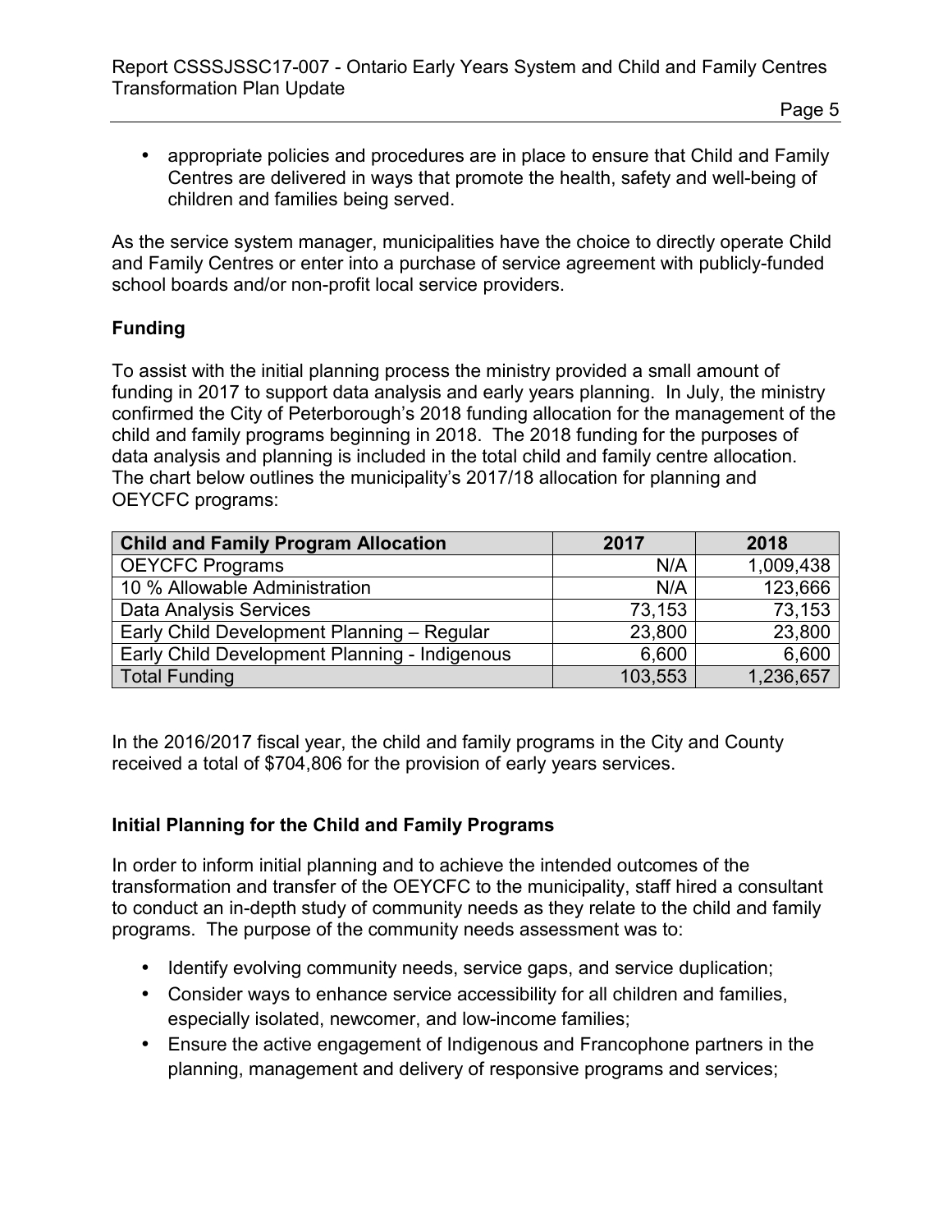- appropriate policies and procedures are in place to ensure that Child and Family Centres are delivered in ways that promote the health, safety and well-being of children and families being served.

As the service system manager, municipalities have the choice to directly operate Child and Family Centres or enter into a purchase of service agreement with publicly-funded school boards and/or non-profit local service providers.

**Funding**

To assist with the initial planning process the ministry provided a small amount of funding in 2017 to support data analysis and early years planning. In July, the ministry confirmed the City of Peterborough's 2018 funding allocation for the management of the child and family programs beginning in 2018. The 2018 funding for the purposes of data analysis and planning is included in the total child and family centre allocation. The chart below outlines the municipality's 2017/18 allocation for planning and OEYCFC programs:

| Child and Family Program Allocation | 2017 | 2018 |
| --- | ---: | ---: |
| OEYCFC Programs | N/A | 1,009,438 |
| 10 % Allowable Administration | N/A | 123,666 |
| Data Analysis Services | 73,153 | 73,153 |
| Early Child Development Planning – Regular | 23,800 | 23,800 |
| Early Child Development Planning - Indigenous | 6,600 | 6,600 |
| Total Funding | 103,553 | 1,236,657 |

In the 2016/2017 fiscal year, the child and family programs in the City and County received a total of $704,806 for the provision of early years services.

**Initial Planning for the Child and Family Programs**

In order to inform initial planning and to achieve the intended outcomes of the transformation and transfer of the OEYCFC to the municipality, staff hired a consultant to conduct an in-depth study of community needs as they relate to the child and family programs. The purpose of the community needs assessment was to:

- Identify evolving community needs, service gaps, and service duplication;
- Consider ways to enhance service accessibility for all children and families, especially isolated, newcomer, and low-income families;
- Ensure the active engagement of Indigenous and Francophone partners in the planning, management and delivery of responsive programs and services;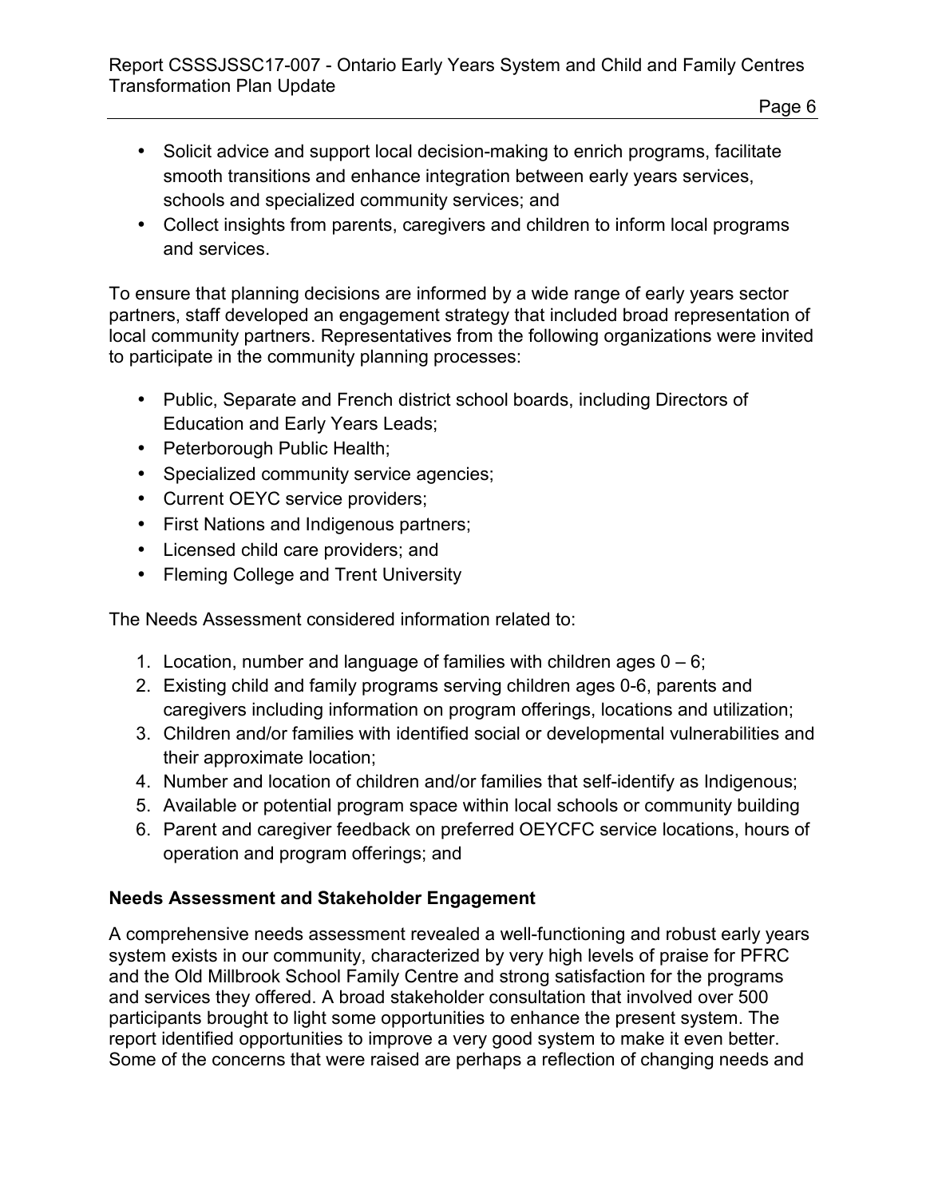- Solicit advice and support local decision-making to enrich programs, facilitate smooth transitions and enhance integration between early years services, schools and specialized community services; and
- Collect insights from parents, caregivers and children to inform local programs and services.

To ensure that planning decisions are informed by a wide range of early years sector partners, staff developed an engagement strategy that included broad representation of local community partners. Representatives from the following organizations were invited to participate in the community planning processes:

- Public, Separate and French district school boards, including Directors of Education and Early Years Leads;
- Peterborough Public Health;
- Specialized community service agencies;
- Current OEYC service providers;
- First Nations and Indigenous partners;
- Licensed child care providers; and
- Fleming College and Trent University

The Needs Assessment considered information related to:

1. Location, number and language of families with children ages 0 – 6;
2. Existing child and family programs serving children ages 0-6, parents and caregivers including information on program offerings, locations and utilization;
3. Children and/or families with identified social or developmental vulnerabilities and their approximate location;
4. Number and location of children and/or families that self-identify as Indigenous;
5. Available or potential program space within local schools or community building
6. Parent and caregiver feedback on preferred OEYCFC service locations, hours of operation and program offerings; and

**Needs Assessment and Stakeholder Engagement**

A comprehensive needs assessment revealed a well-functioning and robust early years system exists in our community, characterized by very high levels of praise for PFRC and the Old Millbrook School Family Centre and strong satisfaction for the programs and services they offered. A broad stakeholder consultation that involved over 500 participants brought to light some opportunities to enhance the present system. The report identified opportunities to improve a very good system to make it even better. Some of the concerns that were raised are perhaps a reflection of changing needs and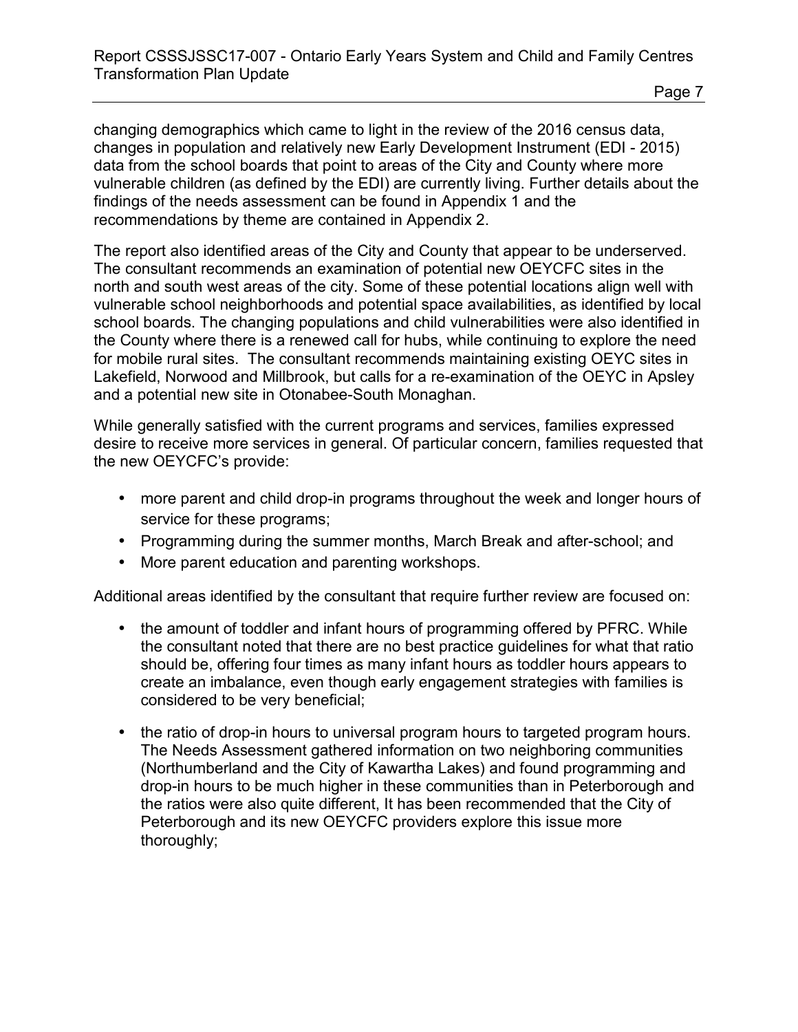changing demographics which came to light in the review of the 2016 census data, changes in population and relatively new Early Development Instrument (EDI - 2015) data from the school boards that point to areas of the City and County where more vulnerable children (as defined by the EDI) are currently living. Further details about the findings of the needs assessment can be found in Appendix 1 and the recommendations by theme are contained in Appendix 2.

The report also identified areas of the City and County that appear to be underserved. The consultant recommends an examination of potential new OEYCFC sites in the north and south west areas of the city. Some of these potential locations align well with vulnerable school neighborhoods and potential space availabilities, as identified by local school boards. The changing populations and child vulnerabilities were also identified in the County where there is a renewed call for hubs, while continuing to explore the need for mobile rural sites. The consultant recommends maintaining existing OEYC sites in Lakefield, Norwood and Millbrook, but calls for a re-examination of the OEYC in Apsley and a potential new site in Otonabee-South Monaghan.

While generally satisfied with the current programs and services, families expressed desire to receive more services in general. Of particular concern, families requested that the new OEYCFC's provide:

- more parent and child drop-in programs throughout the week and longer hours of service for these programs;
- Programming during the summer months, March Break and after-school; and
- More parent education and parenting workshops.

Additional areas identified by the consultant that require further review are focused on:

- the amount of toddler and infant hours of programming offered by PFRC. While the consultant noted that there are no best practice guidelines for what that ratio should be, offering four times as many infant hours as toddler hours appears to create an imbalance, even though early engagement strategies with families is considered to be very beneficial;

- the ratio of drop-in hours to universal program hours to targeted program hours. The Needs Assessment gathered information on two neighboring communities (Northumberland and the City of Kawartha Lakes) and found programming and drop-in hours to be much higher in these communities than in Peterborough and the ratios were also quite different, It has been recommended that the City of Peterborough and its new OEYCFC providers explore this issue more thoroughly;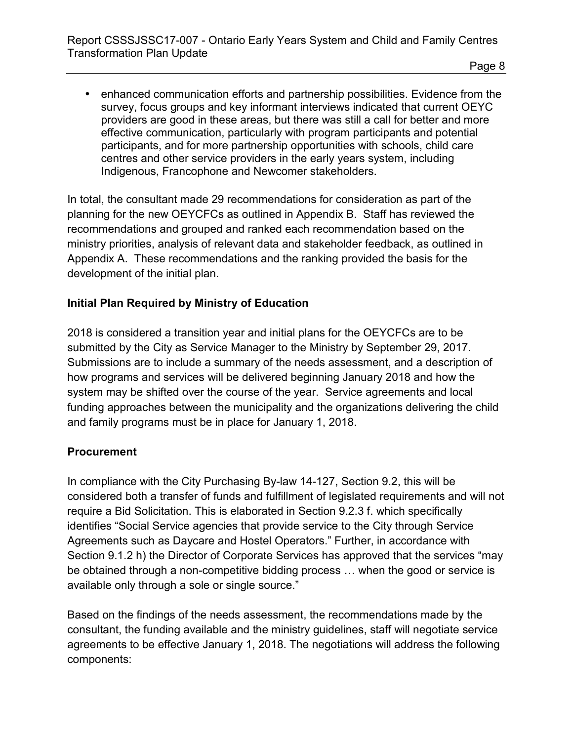- enhanced communication efforts and partnership possibilities. Evidence from the survey, focus groups and key informant interviews indicated that current OEYC providers are good in these areas, but there was still a call for better and more effective communication, particularly with program participants and potential participants, and for more partnership opportunities with schools, child care centres and other service providers in the early years system, including Indigenous, Francophone and Newcomer stakeholders.

In total, the consultant made 29 recommendations for consideration as part of the planning for the new OEYCFCs as outlined in Appendix B. Staff has reviewed the recommendations and grouped and ranked each recommendation based on the ministry priorities, analysis of relevant data and stakeholder feedback, as outlined in Appendix A. These recommendations and the ranking provided the basis for the development of the initial plan.

**Initial Plan Required by Ministry of Education**

2018 is considered a transition year and initial plans for the OEYCFCs are to be submitted by the City as Service Manager to the Ministry by September 29, 2017. Submissions are to include a summary of the needs assessment, and a description of how programs and services will be delivered beginning January 2018 and how the system may be shifted over the course of the year. Service agreements and local funding approaches between the municipality and the organizations delivering the child and family programs must be in place for January 1, 2018.

**Procurement**

In compliance with the City Purchasing By-law 14-127, Section 9.2, this will be considered both a transfer of funds and fulfillment of legislated requirements and will not require a Bid Solicitation. This is elaborated in Section 9.2.3 f. which specifically identifies "Social Service agencies that provide service to the City through Service Agreements such as Daycare and Hostel Operators." Further, in accordance with Section 9.1.2 h) the Director of Corporate Services has approved that the services "may be obtained through a non-competitive bidding process … when the good or service is available only through a sole or single source."

Based on the findings of the needs assessment, the recommendations made by the consultant, the funding available and the ministry guidelines, staff will negotiate service agreements to be effective January 1, 2018. The negotiations will address the following components: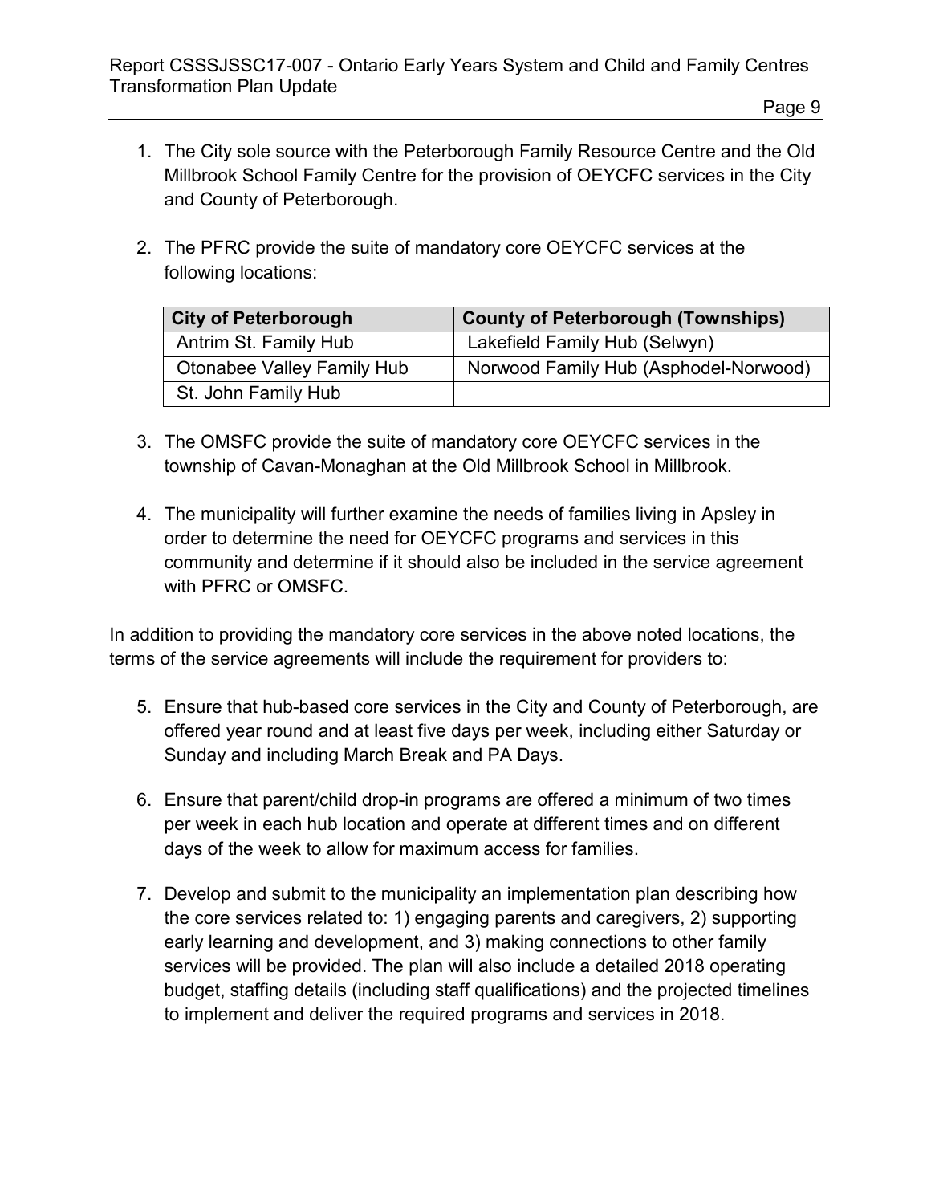1. The City sole source with the Peterborough Family Resource Centre and the Old Millbrook School Family Centre for the provision of OEYCFC services in the City and County of Peterborough.

2. The PFRC provide the suite of mandatory core OEYCFC services at the following locations:

| City of Peterborough | County of Peterborough (Townships) |
| --- | --- |
| Antrim St. Family Hub | Lakefield Family Hub (Selwyn) |
| Otonabee Valley Family Hub | Norwood Family Hub (Asphodel-Norwood) |
| St. John Family Hub | |

3. The OMSFC provide the suite of mandatory core OEYCFC services in the township of Cavan-Monaghan at the Old Millbrook School in Millbrook.

4. The municipality will further examine the needs of families living in Apsley in order to determine the need for OEYCFC programs and services in this community and determine if it should also be included in the service agreement with PFRC or OMSFC.

In addition to providing the mandatory core services in the above noted locations, the terms of the service agreements will include the requirement for providers to:

5. Ensure that hub-based core services in the City and County of Peterborough, are offered year round and at least five days per week, including either Saturday or Sunday and including March Break and PA Days.

6. Ensure that parent/child drop-in programs are offered a minimum of two times per week in each hub location and operate at different times and on different days of the week to allow for maximum access for families.

7. Develop and submit to the municipality an implementation plan describing how the core services related to: 1) engaging parents and caregivers, 2) supporting early learning and development, and 3) making connections to other family services will be provided. The plan will also include a detailed 2018 operating budget, staffing details (including staff qualifications) and the projected timelines to implement and deliver the required programs and services in 2018.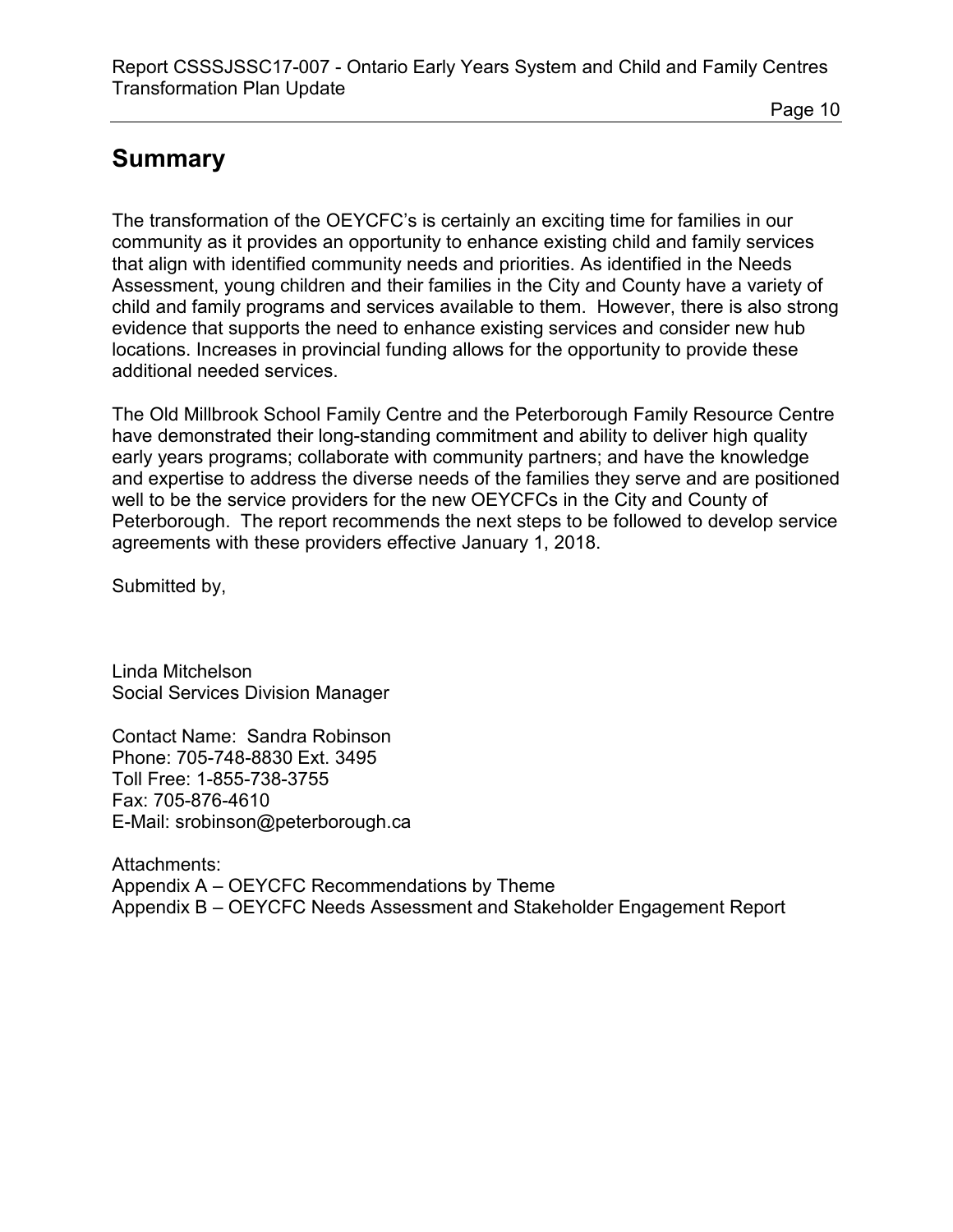## Summary

The transformation of the OEYCFC's is certainly an exciting time for families in our community as it provides an opportunity to enhance existing child and family services that align with identified community needs and priorities. As identified in the Needs Assessment, young children and their families in the City and County have a variety of child and family programs and services available to them. However, there is also strong evidence that supports the need to enhance existing services and consider new hub locations. Increases in provincial funding allows for the opportunity to provide these additional needed services.

The Old Millbrook School Family Centre and the Peterborough Family Resource Centre have demonstrated their long-standing commitment and ability to deliver high quality early years programs; collaborate with community partners; and have the knowledge and expertise to address the diverse needs of the families they serve and are positioned well to be the service providers for the new OEYCFCs in the City and County of Peterborough. The report recommends the next steps to be followed to develop service agreements with these providers effective January 1, 2018.

Submitted by,

Linda Mitchelson
Social Services Division Manager

Contact Name: Sandra Robinson
Phone: 705-748-8830 Ext. 3495
Toll Free: 1-855-738-3755
Fax: 705-876-4610
E-Mail: srobinson@peterborough.ca

Attachments:
Appendix A – OEYCFC Recommendations by Theme
Appendix B – OEYCFC Needs Assessment and Stakeholder Engagement Report